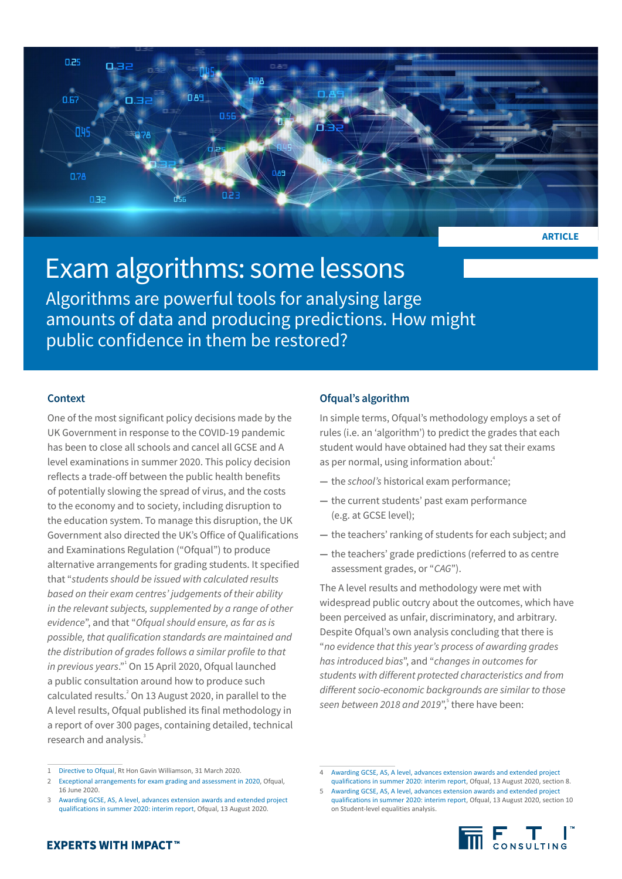ARTICLE

# Exam algorithms: some lessons

## Algorithms are powerful tools for analysing large amounts of data and producing predictions. How might public confidence in them be restored?

### Context

One of the most significant policy decisions made by the UK Government in response to the COVID-19 pandemic has been to close all schools and cancel all GCSE and A level examinations in summer 2020. This policy decision reflects a trade-off between the public health benefits of potentially slowing the spread of virus, and the costs to the economy and to society, including disruption to the education system. To manage this disruption, the UK Government also directed the UK's Office of Qualifications and Examinations Regulation ("Ofqual") to produce alternative arrangements for grading students. It specified that "*students should be issued with calculated results based on their exam centres' judgements of their ability in the relevant subjects, supplemented by a range of other evidence*", and that "*Ofqual should ensure, as far as is possible, that qualification standards are maintained and the distribution of grades follows a similar profile to that in previous years*."[1] On 15 April 2020, Ofqual launched a public consultation around how to produce such calculated results.[2] On 13 August 2020, in parallel to the A level results, Ofqual published its final methodology in a report of over 300 pages, containing detailed, technical research and analysis.[3]

### Ofqual's algorithm

In simple terms, Ofqual's methodology employs a set of rules (i.e. an 'algorithm') to predict the grades that each student would have obtained had they sat their exams as per normal, using information about:[4]

- the *school's* historical exam performance;
- the current students' past exam performance (e.g. at GCSE level);
- the teachers' ranking of students for each subject; and
- the teachers' grade predictions (referred to as centre assessment grades, or "*CAG*").

The A level results and methodology were met with widespread public outcry about the outcomes, which have been perceived as unfair, discriminatory, and arbitrary. Despite Ofqual's own analysis concluding that there is "*no evidence that this year's process of awarding grades has introduced bias*", and "*changes in outcomes for students with different protected characteristics and from different socio-economic backgrounds are similar to those seen between 2018 and 2019*",[5] there have been:

---

1 Directive to Ofqual, Rt Hon Gavin Williamson, 31 March 2020.

2 Exceptional arrangements for exam grading and assessment in 2020, Ofqual, 16 June 2020.

3 Awarding GCSE, AS, A level, advances extension awards and extended project qualifications in summer 2020: interim report, Ofqual, 13 August 2020.

4 Awarding GCSE, AS, A level, advances extension awards and extended project qualifications in summer 2020: interim report, Ofqual, 13 August 2020, section 8.

5 Awarding GCSE, AS, A level, advances extension awards and extended project qualifications in summer 2020: interim report, Ofqual, 13 August 2020, section 10 on Student-level equalities analysis.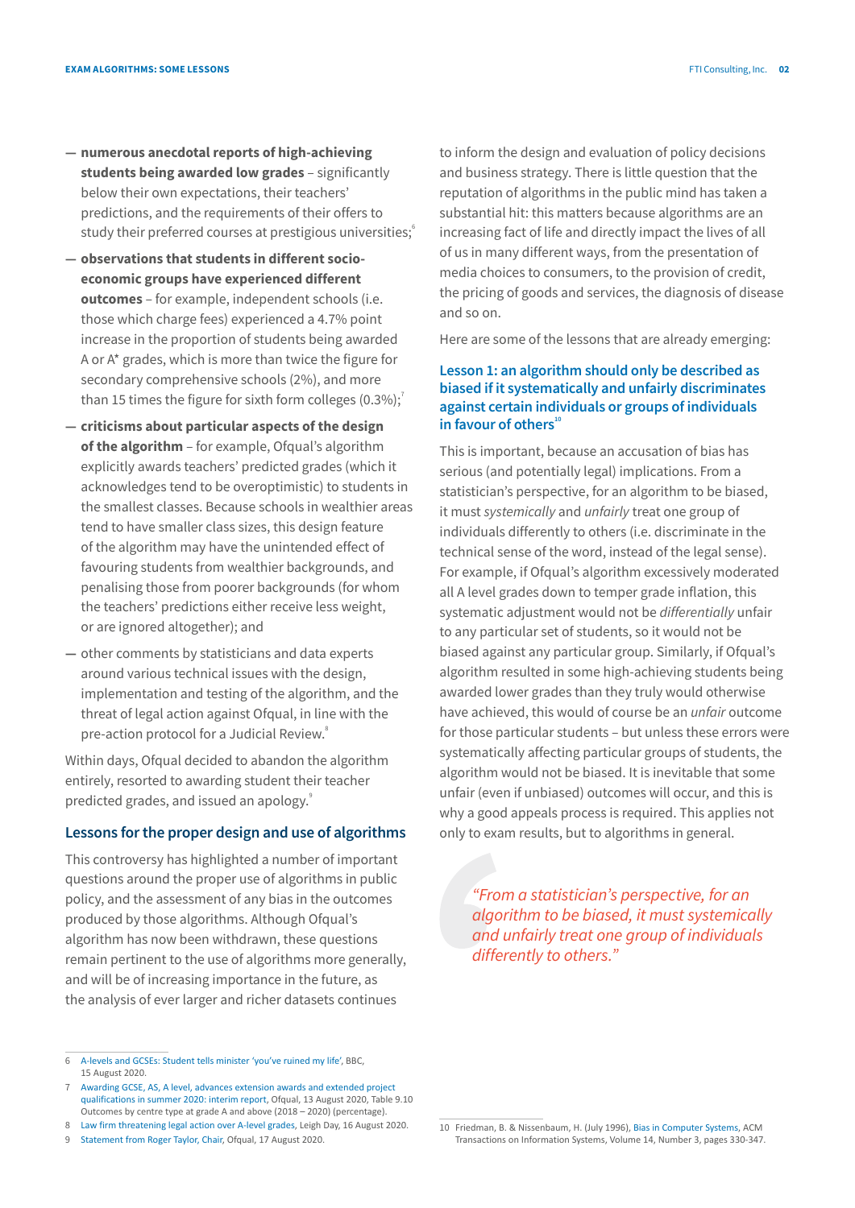- **numerous anecdotal reports of high-achieving students being awarded low grades** – significantly below their own expectations, their teachers' predictions, and the requirements of their offers to study their preferred courses at prestigious universities;[6]
- **observations that students in different socio-economic groups have experienced different outcomes** – for example, independent schools (i.e. those which charge fees) experienced a 4.7% point increase in the proportion of students being awarded A or A* grades, which is more than twice the figure for secondary comprehensive schools (2%), and more than 15 times the figure for sixth form colleges (0.3%);[7]
- **criticisms about particular aspects of the design of the algorithm** – for example, Ofqual's algorithm explicitly awards teachers' predicted grades (which it acknowledges tend to be overoptimistic) to students in the smallest classes. Because schools in wealthier areas tend to have smaller class sizes, this design feature of the algorithm may have the unintended effect of favouring students from wealthier backgrounds, and penalising those from poorer backgrounds (for whom the teachers' predictions either receive less weight, or are ignored altogether); and
- other comments by statisticians and data experts around various technical issues with the design, implementation and testing of the algorithm, and the threat of legal action against Ofqual, in line with the pre-action protocol for a Judicial Review.[8]

Within days, Ofqual decided to abandon the algorithm entirely, resorted to awarding student their teacher predicted grades, and issued an apology.[9]

## Lessons for the proper design and use of algorithms

This controversy has highlighted a number of important questions around the proper use of algorithms in public policy, and the assessment of any bias in the outcomes produced by those algorithms. Although Ofqual's algorithm has now been withdrawn, these questions remain pertinent to the use of algorithms more generally, and will be of increasing importance in the future, as the analysis of ever larger and richer datasets continues to inform the design and evaluation of policy decisions and business strategy. There is little question that the reputation of algorithms in the public mind has taken a substantial hit: this matters because algorithms are an increasing fact of life and directly impact the lives of all of us in many different ways, from the presentation of media choices to consumers, to the provision of credit, the pricing of goods and services, the diagnosis of disease and so on.

Here are some of the lessons that are already emerging:

### Lesson 1: an algorithm should only be described as biased if it systematically and unfairly discriminates against certain individuals or groups of individuals in favour of others[10]

This is important, because an accusation of bias has serious (and potentially legal) implications. From a statistician's perspective, for an algorithm to be biased, it must *systemically* and *unfairly* treat one group of individuals differently to others (i.e. discriminate in the technical sense of the word, instead of the legal sense). For example, if Ofqual's algorithm excessively moderated all A level grades down to temper grade inflation, this systematic adjustment would not be *differentially* unfair to any particular set of students, so it would not be biased against any particular group. Similarly, if Ofqual's algorithm resulted in some high-achieving students being awarded lower grades than they truly would otherwise have achieved, this would of course be an *unfair* outcome for those particular students – but unless these errors were systematically affecting particular groups of students, the algorithm would not be biased. It is inevitable that some unfair (even if unbiased) outcomes will occur, and this is why a good appeals process is required. This applies not only to exam results, but to algorithms in general.

> *"From a statistician's perspective, for an algorithm to be biased, it must systemically and unfairly treat one group of individuals differently to others."*

---

6 A-levels and GCSEs: Student tells minister 'you've ruined my life', BBC, 15 August 2020.

7 Awarding GCSE, AS, A level, advances extension awards and extended project qualifications in summer 2020: interim report, Ofqual, 13 August 2020, Table 9.10 Outcomes by centre type at grade A and above (2018 – 2020) (percentage).

8 Law firm threatening legal action over A-level grades, Leigh Day, 16 August 2020.

9 Statement from Roger Taylor, Chair, Ofqual, 17 August 2020.

10 Friedman, B. & Nissenbaum, H. (July 1996), Bias in Computer Systems, ACM Transactions on Information Systems, Volume 14, Number 3, pages 330-347.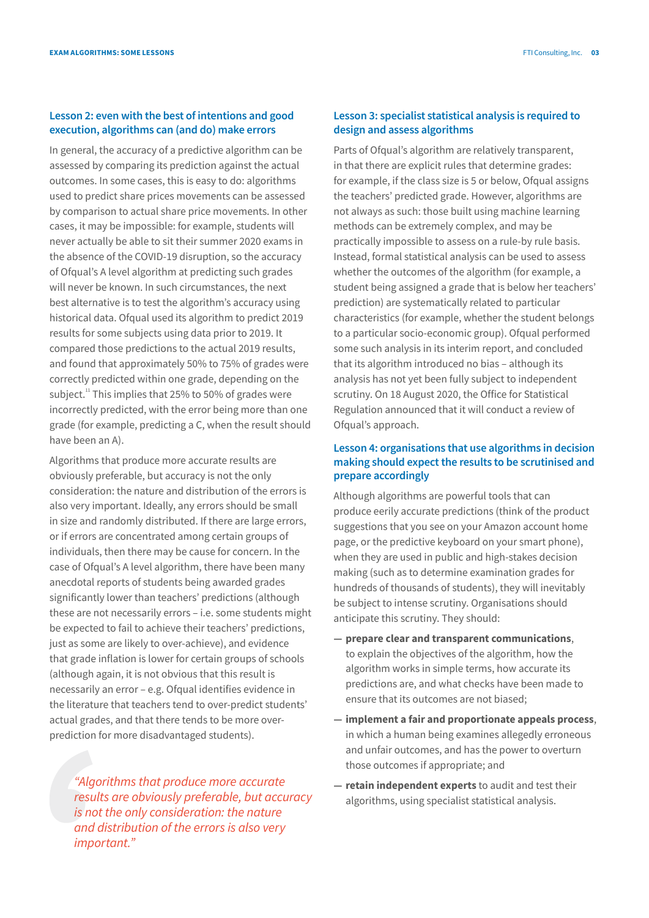## Lesson 2: even with the best of intentions and good execution, algorithms can (and do) make errors

In general, the accuracy of a predictive algorithm can be assessed by comparing its prediction against the actual outcomes. In some cases, this is easy to do: algorithms used to predict share prices movements can be assessed by comparison to actual share price movements. In other cases, it may be impossible: for example, students will never actually be able to sit their summer 2020 exams in the absence of the COVID-19 disruption, so the accuracy of Ofqual's A level algorithm at predicting such grades will never be known. In such circumstances, the next best alternative is to test the algorithm's accuracy using historical data. Ofqual used its algorithm to predict 2019 results for some subjects using data prior to 2019. It compared those predictions to the actual 2019 results, and found that approximately 50% to 75% of grades were correctly predicted within one grade, depending on the subject.[11] This implies that 25% to 50% of grades were incorrectly predicted, with the error being more than one grade (for example, predicting a C, when the result should have been an A).

Algorithms that produce more accurate results are obviously preferable, but accuracy is not the only consideration: the nature and distribution of the errors is also very important. Ideally, any errors should be small in size and randomly distributed. If there are large errors, or if errors are concentrated among certain groups of individuals, then there may be cause for concern. In the case of Ofqual's A level algorithm, there have been many anecdotal reports of students being awarded grades significantly lower than teachers' predictions (although these are not necessarily errors – i.e. some students might be expected to fail to achieve their teachers' predictions, just as some are likely to over-achieve), and evidence that grade inflation is lower for certain groups of schools (although again, it is not obvious that this result is necessarily an error – e.g. Ofqual identifies evidence in the literature that teachers tend to over-predict students' actual grades, and that there tends to be more over-prediction for more disadvantaged students).

> *"Algorithms that produce more accurate results are obviously preferable, but accuracy is not the only consideration: the nature and distribution of the errors is also very important."*

## Lesson 3: specialist statistical analysis is required to design and assess algorithms

Parts of Ofqual's algorithm are relatively transparent, in that there are explicit rules that determine grades: for example, if the class size is 5 or below, Ofqual assigns the teachers' predicted grade. However, algorithms are not always as such: those built using machine learning methods can be extremely complex, and may be practically impossible to assess on a rule-by rule basis. Instead, formal statistical analysis can be used to assess whether the outcomes of the algorithm (for example, a student being assigned a grade that is below her teachers' prediction) are systematically related to particular characteristics (for example, whether the student belongs to a particular socio-economic group). Ofqual performed some such analysis in its interim report, and concluded that its algorithm introduced no bias – although its analysis has not yet been fully subject to independent scrutiny. On 18 August 2020, the Office for Statistical Regulation announced that it will conduct a review of Ofqual's approach.

## Lesson 4: organisations that use algorithms in decision making should expect the results to be scrutinised and prepare accordingly

Although algorithms are powerful tools that can produce eerily accurate predictions (think of the product suggestions that you see on your Amazon account home page, or the predictive keyboard on your smart phone), when they are used in public and high-stakes decision making (such as to determine examination grades for hundreds of thousands of students), they will inevitably be subject to intense scrutiny. Organisations should anticipate this scrutiny. They should:

- **prepare clear and transparent communications**, to explain the objectives of the algorithm, how the algorithm works in simple terms, how accurate its predictions are, and what checks have been made to ensure that its outcomes are not biased;
- **implement a fair and proportionate appeals process**, in which a human being examines allegedly erroneous and unfair outcomes, and has the power to overturn those outcomes if appropriate; and
- **retain independent experts** to audit and test their algorithms, using specialist statistical analysis.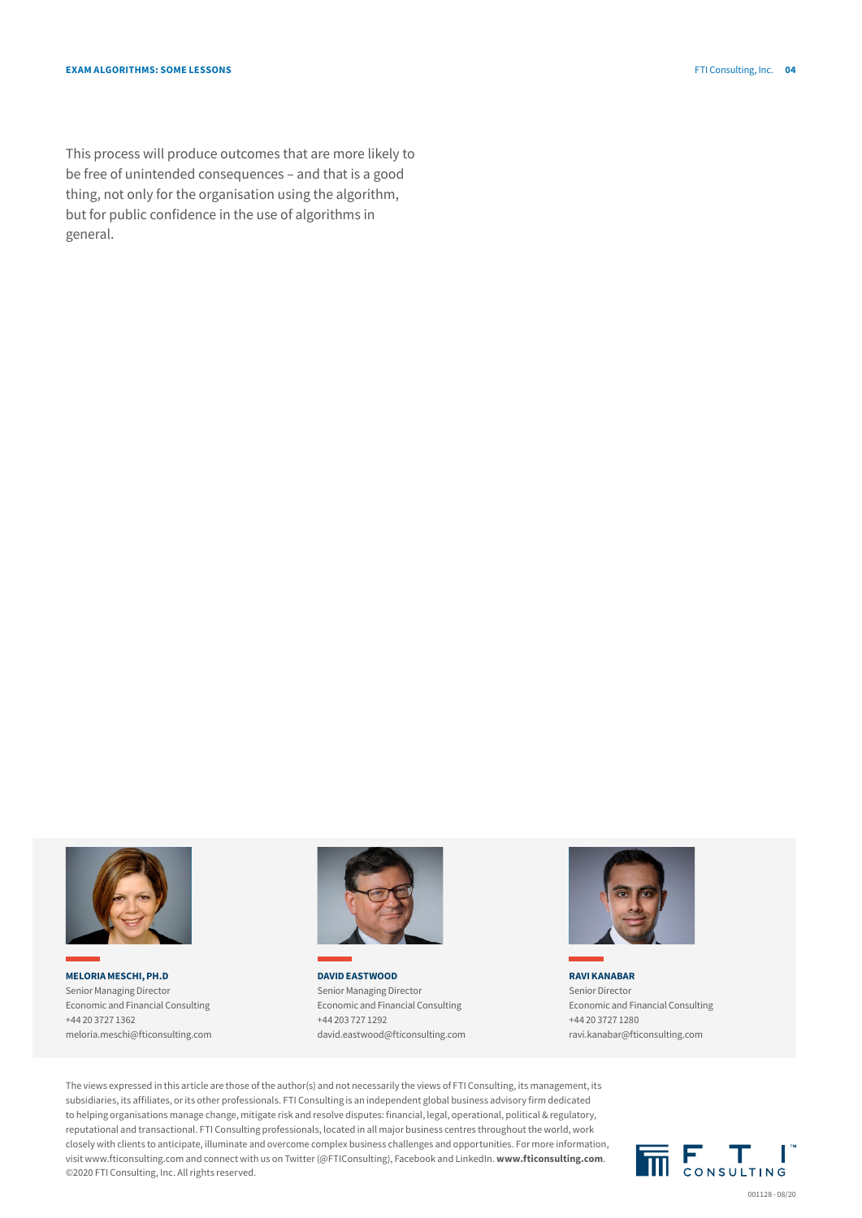This process will produce outcomes that are more likely to be free of unintended consequences – and that is a good thing, not only for the organisation using the algorithm, but for public confidence in the use of algorithms in general.

**MELORIA MESCHI, PH.D**
Senior Managing Director
Economic and Financial Consulting
+44 20 3727 1362
meloria.meschi@fticonsulting.com

**DAVID EASTWOOD**
Senior Managing Director
Economic and Financial Consulting
+44 203 727 1292
david.eastwood@fticonsulting.com

**RAVI KANABAR**
Senior Director
Economic and Financial Consulting
+44 20 3727 1280
ravi.kanabar@fticonsulting.com

The views expressed in this article are those of the author(s) and not necessarily the views of FTI Consulting, its management, its subsidiaries, its affiliates, or its other professionals. FTI Consulting is an independent global business advisory firm dedicated to helping organisations manage change, mitigate risk and resolve disputes: financial, legal, operational, political & regulatory, reputational and transactional. FTI Consulting professionals, located in all major business centres throughout the world, work closely with clients to anticipate, illuminate and overcome complex business challenges and opportunities. For more information, visit www.fticonsulting.com and connect with us on Twitter (@FTIConsulting), Facebook and LinkedIn. **www.fticonsulting.com**. ©2020 FTI Consulting, Inc. All rights reserved.

001128 - 08/20